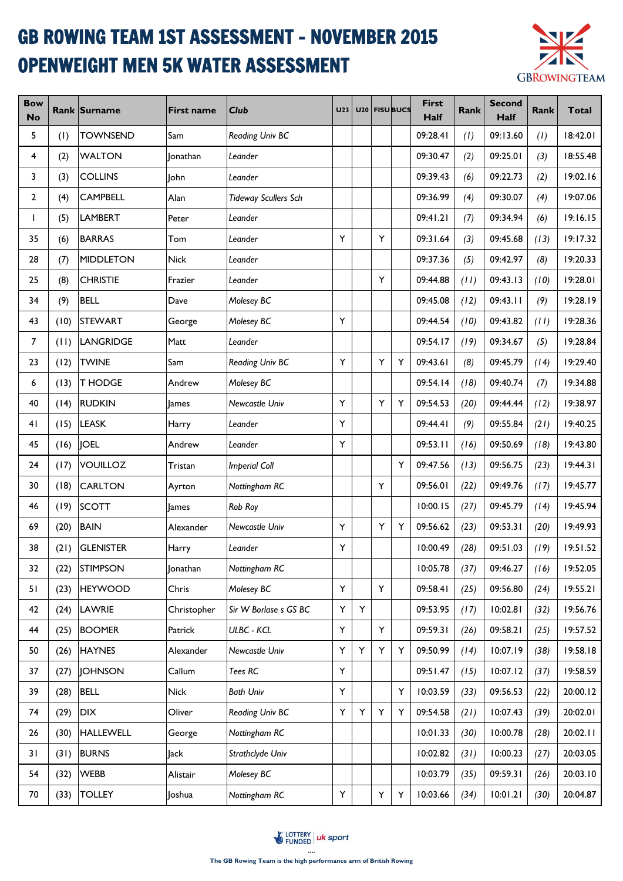# GB ROWING TEAM 1ST ASSESSMENT - NOVEMBER 2015

# OPENWEIGHT MEN 5K WATER ASSESSMENT

| Bow No | Rank | Surname | First name | Club | U23 | U20 | FISU | BUCS | First Half | Rank | Second Half | Rank | Total |
|---|---|---|---|---|---|---|---|---|---|---|---|---|---|
| 5 | (1) | TOWNSEND | Sam | *Reading Univ BC* | | | | | 09:28.41 | *(1)* | 09:13.60 | *(1)* | 18:42.01 |
| 4 | (2) | WALTON | Jonathan | *Leander* | | | | | 09:30.47 | *(2)* | 09:25.01 | *(3)* | 18:55.48 |
| 3 | (3) | COLLINS | John | *Leander* | | | | | 09:39.43 | *(6)* | 09:22.73 | *(2)* | 19:02.16 |
| 2 | (4) | CAMPBELL | Alan | *Tideway Scullers Sch* | | | | | 09:36.99 | *(4)* | 09:30.07 | *(4)* | 19:07.06 |
| 1 | (5) | LAMBERT | Peter | *Leander* | | | | | 09:41.21 | *(7)* | 09:34.94 | *(6)* | 19:16.15 |
| 35 | (6) | BARRAS | Tom | *Leander* | Y | | Y | | 09:31.64 | *(3)* | 09:45.68 | *(13)* | 19:17.32 |
| 28 | (7) | MIDDLETON | Nick | *Leander* | | | | | 09:37.36 | *(5)* | 09:42.97 | *(8)* | 19:20.33 |
| 25 | (8) | CHRISTIE | Frazier | *Leander* | | | Y | | 09:44.88 | *(11)* | 09:43.13 | *(10)* | 19:28.01 |
| 34 | (9) | BELL | Dave | *Molesey BC* | | | | | 09:45.08 | *(12)* | 09:43.11 | *(9)* | 19:28.19 |
| 43 | (10) | STEWART | George | *Molesey BC* | Y | | | | 09:44.54 | *(10)* | 09:43.82 | *(11)* | 19:28.36 |
| 7 | (11) | LANGRIDGE | Matt | *Leander* | | | | | 09:54.17 | *(19)* | 09:34.67 | *(5)* | 19:28.84 |
| 23 | (12) | TWINE | Sam | *Reading Univ BC* | Y | | Y | Y | 09:43.61 | *(8)* | 09:45.79 | *(14)* | 19:29.40 |
| 6 | (13) | T HODGE | Andrew | *Molesey BC* | | | | | 09:54.14 | *(18)* | 09:40.74 | *(7)* | 19:34.88 |
| 40 | (14) | RUDKIN | James | *Newcastle Univ* | Y | | Y | Y | 09:54.53 | *(20)* | 09:44.44 | *(12)* | 19:38.97 |
| 41 | (15) | LEASK | Harry | *Leander* | Y | | | | 09:44.41 | *(9)* | 09:55.84 | *(21)* | 19:40.25 |
| 45 | (16) | JOEL | Andrew | *Leander* | Y | | | | 09:53.11 | *(16)* | 09:50.69 | *(18)* | 19:43.80 |
| 24 | (17) | VOUILLOZ | Tristan | *Imperial Coll* | | | | Y | 09:47.56 | *(13)* | 09:56.75 | *(23)* | 19:44.31 |
| 30 | (18) | CARLTON | Ayrton | *Nottingham RC* | | | Y | | 09:56.01 | *(22)* | 09:49.76 | *(17)* | 19:45.77 |
| 46 | (19) | SCOTT | James | *Rob Roy* | | | | | 10:00.15 | *(27)* | 09:45.79 | *(14)* | 19:45.94 |
| 69 | (20) | BAIN | Alexander | *Newcastle Univ* | Y | | Y | Y | 09:56.62 | *(23)* | 09:53.31 | *(20)* | 19:49.93 |
| 38 | (21) | GLENISTER | Harry | *Leander* | Y | | | | 10:00.49 | *(28)* | 09:51.03 | *(19)* | 19:51.52 |
| 32 | (22) | STIMPSON | Jonathan | *Nottingham RC* | | | | | 10:05.78 | *(37)* | 09:46.27 | *(16)* | 19:52.05 |
| 51 | (23) | HEYWOOD | Chris | *Molesey BC* | Y | | Y | | 09:58.41 | *(25)* | 09:56.80 | *(24)* | 19:55.21 |
| 42 | (24) | LAWRIE | Christopher | *Sir W Borlase s GS BC* | Y | Y | | | 09:53.95 | *(17)* | 10:02.81 | *(32)* | 19:56.76 |
| 44 | (25) | BOOMER | Patrick | *ULBC - KCL* | Y | | Y | | 09:59.31 | *(26)* | 09:58.21 | *(25)* | 19:57.52 |
| 50 | (26) | HAYNES | Alexander | *Newcastle Univ* | Y | Y | Y | Y | 09:50.99 | *(14)* | 10:07.19 | *(38)* | 19:58.18 |
| 37 | (27) | JOHNSON | Callum | *Tees RC* | Y | | | | 09:51.47 | *(15)* | 10:07.12 | *(37)* | 19:58.59 |
| 39 | (28) | BELL | Nick | *Bath Univ* | Y | | | Y | 10:03.59 | *(33)* | 09:56.53 | *(22)* | 20:00.12 |
| 74 | (29) | DIX | Oliver | *Reading Univ BC* | Y | Y | Y | Y | 09:54.58 | *(21)* | 10:07.43 | *(39)* | 20:02.01 |
| 26 | (30) | HALLEWELL | George | *Nottingham RC* | | | | | 10:01.33 | *(30)* | 10:00.78 | *(28)* | 20:02.11 |
| 31 | (31) | BURNS | Jack | *Strathclyde Univ* | | | | | 10:02.82 | *(31)* | 10:00.23 | *(27)* | 20:03.05 |
| 54 | (32) | WEBB | Alistair | *Molesey BC* | | | | | 10:03.79 | *(35)* | 09:59.31 | *(26)* | 20:03.10 |
| 70 | (33) | TOLLEY | Joshua | *Nottingham RC* | Y | | Y | Y | 10:03.66 | *(34)* | 10:01.21 | *(30)* | 20:04.87 |

LOTTERY FUNDED | uk sport

The GB Rowing Team is the high performance arm of British Rowing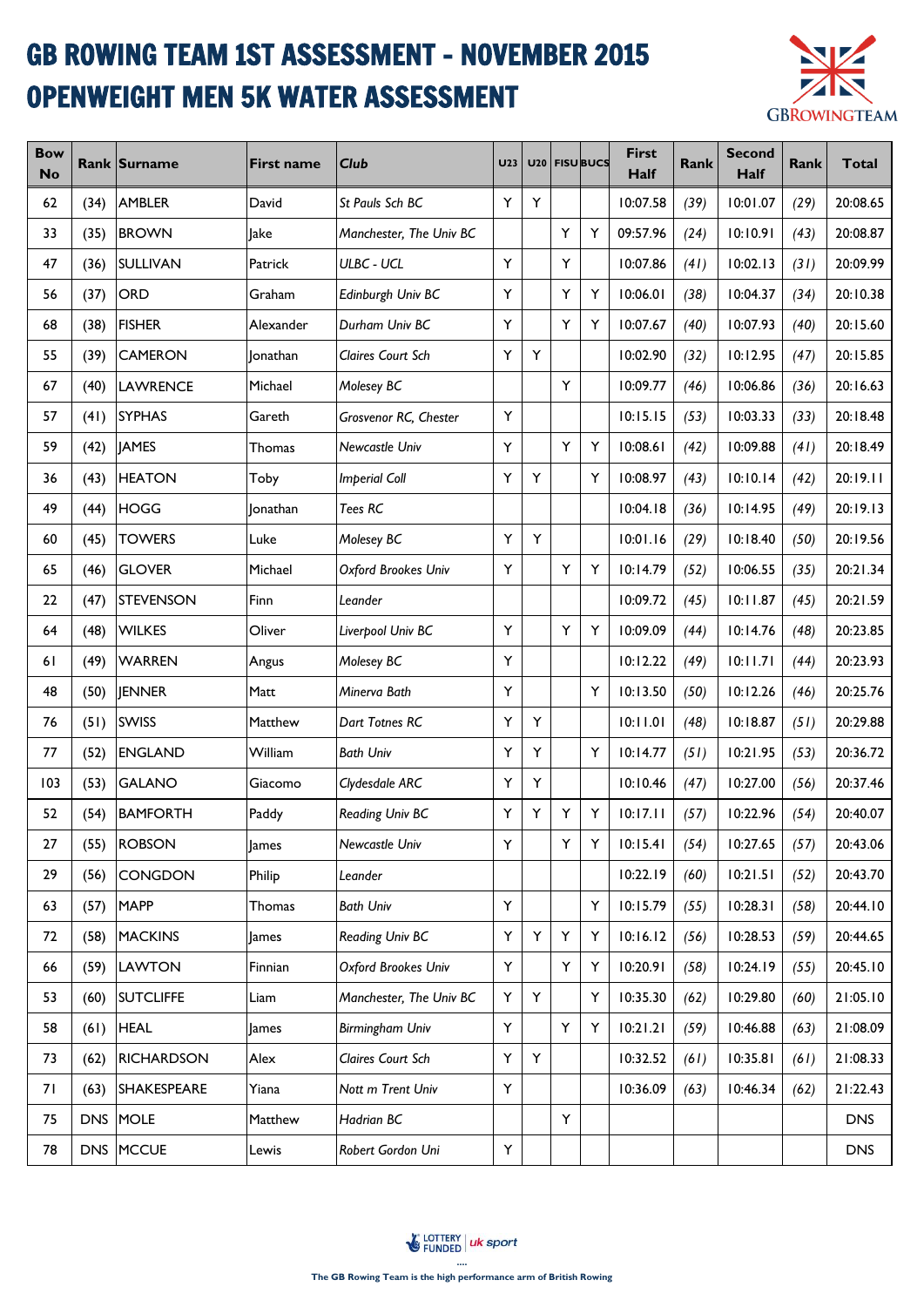# GB ROWING TEAM 1ST ASSESSMENT - NOVEMBER 2015
# OPENWEIGHT MEN 5K WATER ASSESSMENT

GBROWINGTEAM

| Bow No | Rank | Surname | First name | Club | U23 | U20 | FISU | BUCS | First Half | Rank | Second Half | Rank | Total |
|---|---|---|---|---|---|---|---|---|---|---|---|---|---|
| 62 | (34) | AMBLER | David | *St Pauls Sch BC* | Y | Y | | | 10:07.58 | *(39)* | 10:01.07 | *(29)* | 20:08.65 |
| 33 | (35) | BROWN | Jake | *Manchester, The Univ BC* | | | Y | Y | 09:57.96 | *(24)* | 10:10.91 | *(43)* | 20:08.87 |
| 47 | (36) | SULLIVAN | Patrick | *ULBC - UCL* | Y | | Y | | 10:07.86 | *(41)* | 10:02.13 | *(31)* | 20:09.99 |
| 56 | (37) | ORD | Graham | *Edinburgh Univ BC* | Y | | Y | Y | 10:06.01 | *(38)* | 10:04.37 | *(34)* | 20:10.38 |
| 68 | (38) | FISHER | Alexander | *Durham Univ BC* | Y | | Y | Y | 10:07.67 | *(40)* | 10:07.93 | *(40)* | 20:15.60 |
| 55 | (39) | CAMERON | Jonathan | *Claires Court Sch* | Y | Y | | | 10:02.90 | *(32)* | 10:12.95 | *(47)* | 20:15.85 |
| 67 | (40) | LAWRENCE | Michael | *Molesey BC* | | | Y | | 10:09.77 | *(46)* | 10:06.86 | *(36)* | 20:16.63 |
| 57 | (41) | SYPHAS | Gareth | *Grosvenor RC, Chester* | Y | | | | 10:15.15 | *(53)* | 10:03.33 | *(33)* | 20:18.48 |
| 59 | (42) | JAMES | Thomas | *Newcastle Univ* | Y | | Y | Y | 10:08.61 | *(42)* | 10:09.88 | *(41)* | 20:18.49 |
| 36 | (43) | HEATON | Toby | *Imperial Coll* | Y | Y | | Y | 10:08.97 | *(43)* | 10:10.14 | *(42)* | 20:19.11 |
| 49 | (44) | HOGG | Jonathan | *Tees RC* | | | | | 10:04.18 | *(36)* | 10:14.95 | *(49)* | 20:19.13 |
| 60 | (45) | TOWERS | Luke | *Molesey BC* | Y | Y | | | 10:01.16 | *(29)* | 10:18.40 | *(50)* | 20:19.56 |
| 65 | (46) | GLOVER | Michael | *Oxford Brookes Univ* | Y | | Y | Y | 10:14.79 | *(52)* | 10:06.55 | *(35)* | 20:21.34 |
| 22 | (47) | STEVENSON | Finn | *Leander* | | | | | 10:09.72 | *(45)* | 10:11.87 | *(45)* | 20:21.59 |
| 64 | (48) | WILKES | Oliver | *Liverpool Univ BC* | Y | | Y | Y | 10:09.09 | *(44)* | 10:14.76 | *(48)* | 20:23.85 |
| 61 | (49) | WARREN | Angus | *Molesey BC* | Y | | | | 10:12.22 | *(49)* | 10:11.71 | *(44)* | 20:23.93 |
| 48 | (50) | JENNER | Matt | *Minerva Bath* | Y | | | Y | 10:13.50 | *(50)* | 10:12.26 | *(46)* | 20:25.76 |
| 76 | (51) | SWISS | Matthew | *Dart Totnes RC* | Y | Y | | | 10:11.01 | *(48)* | 10:18.87 | *(51)* | 20:29.88 |
| 77 | (52) | ENGLAND | William | *Bath Univ* | Y | Y | | Y | 10:14.77 | *(51)* | 10:21.95 | *(53)* | 20:36.72 |
| 103 | (53) | GALANO | Giacomo | *Clydesdale ARC* | Y | Y | | | 10:10.46 | *(47)* | 10:27.00 | *(56)* | 20:37.46 |
| 52 | (54) | BAMFORTH | Paddy | *Reading Univ BC* | Y | Y | Y | Y | 10:17.11 | *(57)* | 10:22.96 | *(54)* | 20:40.07 |
| 27 | (55) | ROBSON | James | *Newcastle Univ* | Y | | Y | Y | 10:15.41 | *(54)* | 10:27.65 | *(57)* | 20:43.06 |
| 29 | (56) | CONGDON | Philip | *Leander* | | | | | 10:22.19 | *(60)* | 10:21.51 | *(52)* | 20:43.70 |
| 63 | (57) | MAPP | Thomas | *Bath Univ* | Y | | | Y | 10:15.79 | *(55)* | 10:28.31 | *(58)* | 20:44.10 |
| 72 | (58) | MACKINS | James | *Reading Univ BC* | Y | Y | Y | Y | 10:16.12 | *(56)* | 10:28.53 | *(59)* | 20:44.65 |
| 66 | (59) | LAWTON | Finnian | *Oxford Brookes Univ* | Y | | Y | Y | 10:20.91 | *(58)* | 10:24.19 | *(55)* | 20:45.10 |
| 53 | (60) | SUTCLIFFE | Liam | *Manchester, The Univ BC* | Y | Y | | Y | 10:35.30 | *(62)* | 10:29.80 | *(60)* | 21:05.10 |
| 58 | (61) | HEAL | James | *Birmingham Univ* | Y | | Y | Y | 10:21.21 | *(59)* | 10:46.88 | *(63)* | 21:08.09 |
| 73 | (62) | RICHARDSON | Alex | *Claires Court Sch* | Y | Y | | | 10:32.52 | *(61)* | 10:35.81 | *(61)* | 21:08.33 |
| 71 | (63) | SHAKESPEARE | Yiana | *Nott m Trent Univ* | Y | | | | 10:36.09 | *(63)* | 10:46.34 | *(62)* | 21:22.43 |
| 75 | DNS | MOLE | Matthew | *Hadrian BC* | | | Y | | | | | | DNS |
| 78 | DNS | MCCUE | Lewis | *Robert Gordon Uni* | Y | | | | | | | | DNS |

LOTTERY FUNDED | uk sport

The GB Rowing Team is the high performance arm of British Rowing